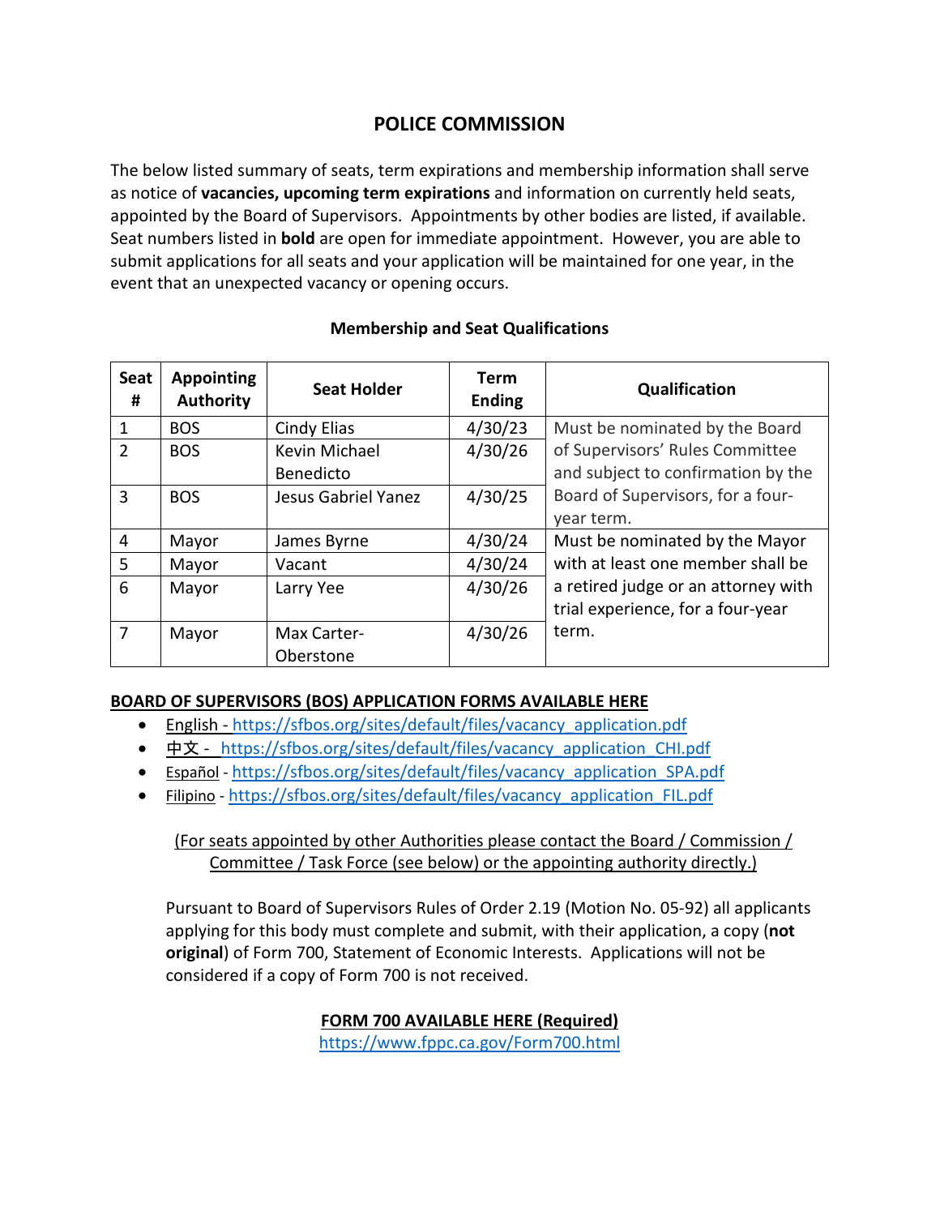# POLICE COMMISSION

The below listed summary of seats, term expirations and membership information shall serve as notice of **vacancies, upcoming term expirations** and information on currently held seats, appointed by the Board of Supervisors. Appointments by other bodies are listed, if available. Seat numbers listed in **bold** are open for immediate appointment. However, you are able to submit applications for all seats and your application will be maintained for one year, in the event that an unexpected vacancy or opening occurs.

**Membership and Seat Qualifications**

| Seat # | Appointing Authority | Seat Holder | Term Ending | Qualification |
|---|---|---|---|---|
| 1 | BOS | Cindy Elias | 4/30/23 | Must be nominated by the Board of Supervisors' Rules Committee and subject to confirmation by the Board of Supervisors, for a four-year term. |
| 2 | BOS | Kevin Michael Benedicto | 4/30/26 | |
| 3 | BOS | Jesus Gabriel Yanez | 4/30/25 | |
| 4 | Mayor | James Byrne | 4/30/24 | Must be nominated by the Mayor with at least one member shall be a retired judge or an attorney with trial experience, for a four-year term. |
| 5 | Mayor | Vacant | 4/30/24 | |
| 6 | Mayor | Larry Yee | 4/30/26 | |
| 7 | Mayor | Max Carter-Oberstone | 4/30/26 | |

**BOARD OF SUPERVISORS (BOS) APPLICATION FORMS AVAILABLE HERE**

- English - https://sfbos.org/sites/default/files/vacancy_application.pdf
- 中文 - https://sfbos.org/sites/default/files/vacancy_application_CHI.pdf
- Español - https://sfbos.org/sites/default/files/vacancy_application_SPA.pdf
- Filipino - https://sfbos.org/sites/default/files/vacancy_application_FIL.pdf

(For seats appointed by other Authorities please contact the Board / Commission / Committee / Task Force (see below) or the appointing authority directly.)

Pursuant to Board of Supervisors Rules of Order 2.19 (Motion No. 05-92) all applicants applying for this body must complete and submit, with their application, a copy (**not original**) of Form 700, Statement of Economic Interests. Applications will not be considered if a copy of Form 700 is not received.

**FORM 700 AVAILABLE HERE (Required)**
https://www.fppc.ca.gov/Form700.html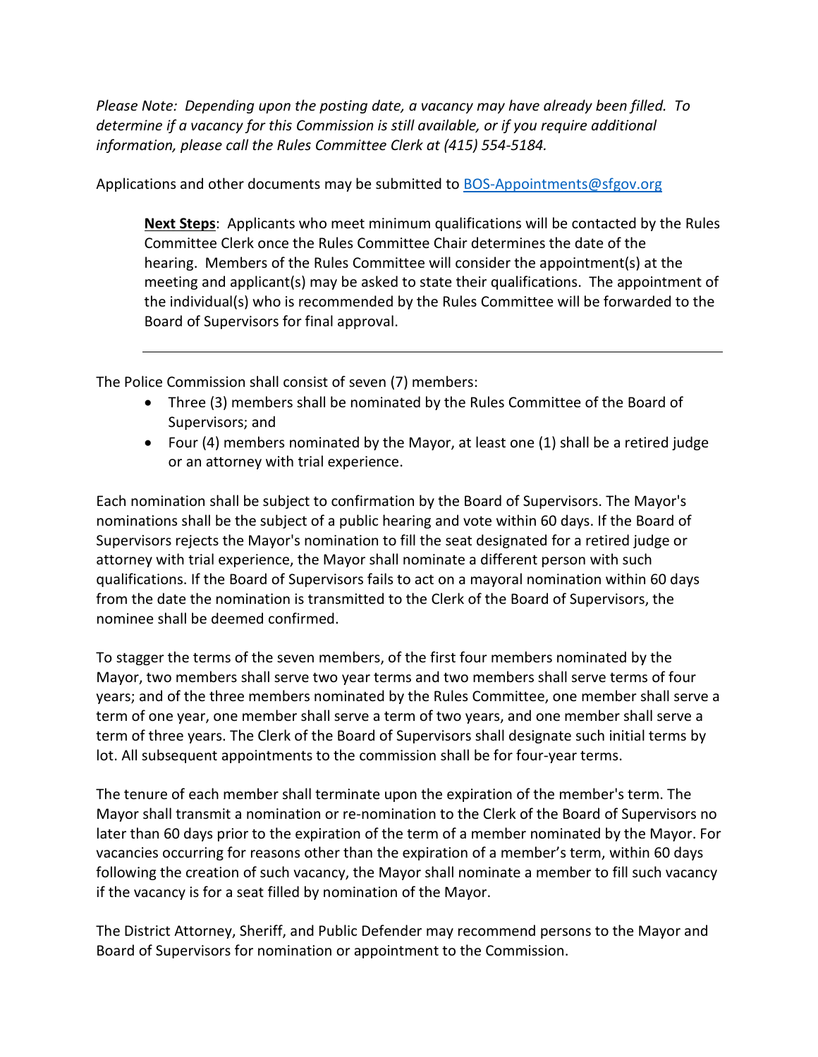*Please Note: Depending upon the posting date, a vacancy may have already been filled. To determine if a vacancy for this Commission is still available, or if you require additional information, please call the Rules Committee Clerk at (415) 554-5184.*

Applications and other documents may be submitted to [BOS-Appointments@sfgov.org](mailto:BOS-Appointments@sfgov.org)

> **Next Steps**: Applicants who meet minimum qualifications will be contacted by the Rules Committee Clerk once the Rules Committee Chair determines the date of the hearing. Members of the Rules Committee will consider the appointment(s) at the meeting and applicant(s) may be asked to state their qualifications. The appointment of the individual(s) who is recommended by the Rules Committee will be forwarded to the Board of Supervisors for final approval.

---

The Police Commission shall consist of seven (7) members:

- Three (3) members shall be nominated by the Rules Committee of the Board of Supervisors; and
- Four (4) members nominated by the Mayor, at least one (1) shall be a retired judge or an attorney with trial experience.

Each nomination shall be subject to confirmation by the Board of Supervisors. The Mayor's nominations shall be the subject of a public hearing and vote within 60 days. If the Board of Supervisors rejects the Mayor's nomination to fill the seat designated for a retired judge or attorney with trial experience, the Mayor shall nominate a different person with such qualifications. If the Board of Supervisors fails to act on a mayoral nomination within 60 days from the date the nomination is transmitted to the Clerk of the Board of Supervisors, the nominee shall be deemed confirmed.

To stagger the terms of the seven members, of the first four members nominated by the Mayor, two members shall serve two year terms and two members shall serve terms of four years; and of the three members nominated by the Rules Committee, one member shall serve a term of one year, one member shall serve a term of two years, and one member shall serve a term of three years. The Clerk of the Board of Supervisors shall designate such initial terms by lot. All subsequent appointments to the commission shall be for four-year terms.

The tenure of each member shall terminate upon the expiration of the member's term. The Mayor shall transmit a nomination or re-nomination to the Clerk of the Board of Supervisors no later than 60 days prior to the expiration of the term of a member nominated by the Mayor. For vacancies occurring for reasons other than the expiration of a member's term, within 60 days following the creation of such vacancy, the Mayor shall nominate a member to fill such vacancy if the vacancy is for a seat filled by nomination of the Mayor.

The District Attorney, Sheriff, and Public Defender may recommend persons to the Mayor and Board of Supervisors for nomination or appointment to the Commission.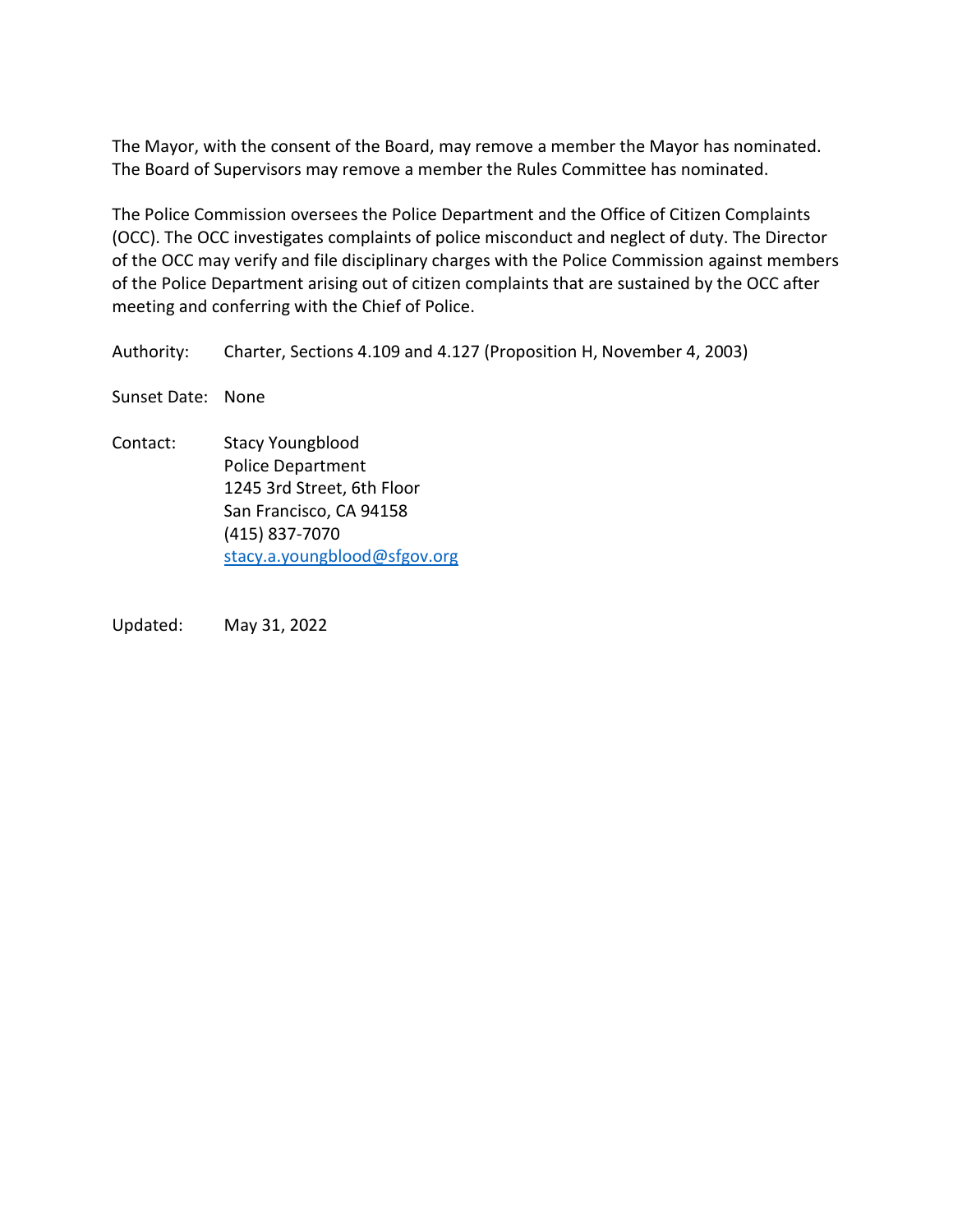The Mayor, with the consent of the Board, may remove a member the Mayor has nominated. The Board of Supervisors may remove a member the Rules Committee has nominated.

The Police Commission oversees the Police Department and the Office of Citizen Complaints (OCC). The OCC investigates complaints of police misconduct and neglect of duty. The Director of the OCC may verify and file disciplinary charges with the Police Commission against members of the Police Department arising out of citizen complaints that are sustained by the OCC after meeting and conferring with the Chief of Police.

Authority: Charter, Sections 4.109 and 4.127 (Proposition H, November 4, 2003)

Sunset Date: None

Contact: Stacy Youngblood
Police Department
1245 3rd Street, 6th Floor
San Francisco, CA 94158
(415) 837-7070
stacy.a.youngblood@sfgov.org

Updated: May 31, 2022